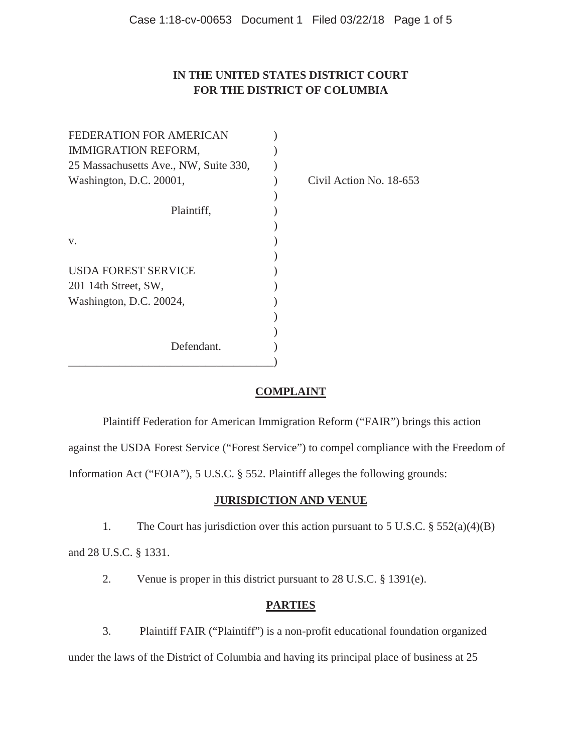**IN THE UNITED STATES DISTRICT COURT**
**FOR THE DISTRICT OF COLUMBIA**

FEDERATION FOR AMERICAN IMMIGRATION REFORM,
25 Massachusetts Ave., NW, Suite 330,
Washington, D.C. 20001,

Plaintiff,

v.

USDA FOREST SERVICE
201 14th Street, SW,
Washington, D.C. 20024,

Defendant.

Civil Action No. 18-653

## COMPLAINT

Plaintiff Federation for American Immigration Reform ("FAIR") brings this action against the USDA Forest Service ("Forest Service") to compel compliance with the Freedom of Information Act ("FOIA"), 5 U.S.C. § 552. Plaintiff alleges the following grounds:

## JURISDICTION AND VENUE

1. The Court has jurisdiction over this action pursuant to 5 U.S.C. § 552(a)(4)(B) and 28 U.S.C. § 1331.

2. Venue is proper in this district pursuant to 28 U.S.C. § 1391(e).

## PARTIES

3. Plaintiff FAIR ("Plaintiff") is a non-profit educational foundation organized under the laws of the District of Columbia and having its principal place of business at 25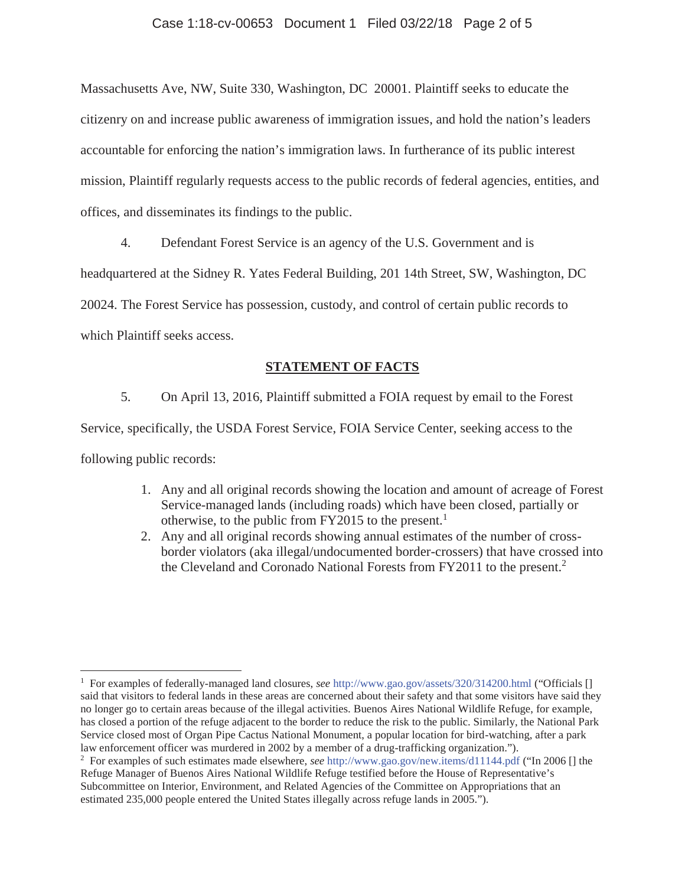Massachusetts Ave, NW, Suite 330, Washington, DC 20001. Plaintiff seeks to educate the citizenry on and increase public awareness of immigration issues, and hold the nation's leaders accountable for enforcing the nation's immigration laws. In furtherance of its public interest mission, Plaintiff regularly requests access to the public records of federal agencies, entities, and offices, and disseminates its findings to the public.

4. Defendant Forest Service is an agency of the U.S. Government and is headquartered at the Sidney R. Yates Federal Building, 201 14th Street, SW, Washington, DC 20024. The Forest Service has possession, custody, and control of certain public records to which Plaintiff seeks access.

## STATEMENT OF FACTS

5. On April 13, 2016, Plaintiff submitted a FOIA request by email to the Forest Service, specifically, the USDA Forest Service, FOIA Service Center, seeking access to the following public records:

> 1. Any and all original records showing the location and amount of acreage of Forest Service-managed lands (including roads) which have been closed, partially or otherwise, to the public from FY2015 to the present.[1]
> 2. Any and all original records showing annual estimates of the number of cross-border violators (aka illegal/undocumented border-crossers) that have crossed into the Cleveland and Coronado National Forests from FY2011 to the present.[2]

---

[1] For examples of federally-managed land closures, *see* http://www.gao.gov/assets/320/314200.html ("Officials [] said that visitors to federal lands in these areas are concerned about their safety and that some visitors have said they no longer go to certain areas because of the illegal activities. Buenos Aires National Wildlife Refuge, for example, has closed a portion of the refuge adjacent to the border to reduce the risk to the public. Similarly, the National Park Service closed most of Organ Pipe Cactus National Monument, a popular location for bird-watching, after a park law enforcement officer was murdered in 2002 by a member of a drug-trafficking organization.").

[2] For examples of such estimates made elsewhere, *see* http://www.gao.gov/new.items/d11144.pdf ("In 2006 [] the Refuge Manager of Buenos Aires National Wildlife Refuge testified before the House of Representative's Subcommittee on Interior, Environment, and Related Agencies of the Committee on Appropriations that an estimated 235,000 people entered the United States illegally across refuge lands in 2005.").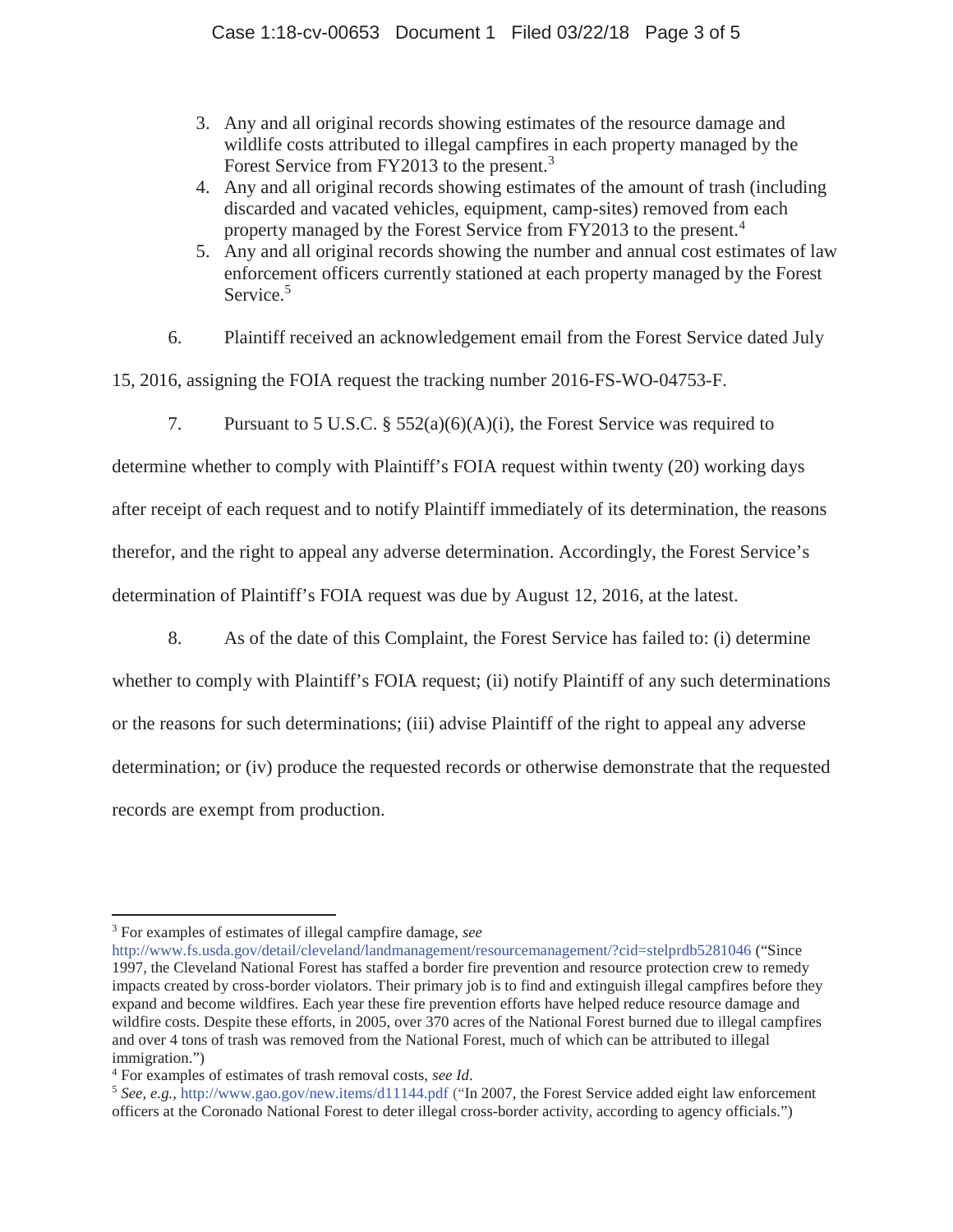3. Any and all original records showing estimates of the resource damage and wildlife costs attributed to illegal campfires in each property managed by the Forest Service from FY2013 to the present.[3]
4. Any and all original records showing estimates of the amount of trash (including discarded and vacated vehicles, equipment, camp-sites) removed from each property managed by the Forest Service from FY2013 to the present.[4]
5. Any and all original records showing the number and annual cost estimates of law enforcement officers currently stationed at each property managed by the Forest Service.[5]

6. Plaintiff received an acknowledgement email from the Forest Service dated July 15, 2016, assigning the FOIA request the tracking number 2016-FS-WO-04753-F.

7. Pursuant to 5 U.S.C. § 552(a)(6)(A)(i), the Forest Service was required to determine whether to comply with Plaintiff's FOIA request within twenty (20) working days after receipt of each request and to notify Plaintiff immediately of its determination, the reasons therefor, and the right to appeal any adverse determination. Accordingly, the Forest Service's determination of Plaintiff's FOIA request was due by August 12, 2016, at the latest.

8. As of the date of this Complaint, the Forest Service has failed to: (i) determine whether to comply with Plaintiff's FOIA request; (ii) notify Plaintiff of any such determinations or the reasons for such determinations; (iii) advise Plaintiff of the right to appeal any adverse determination; or (iv) produce the requested records or otherwise demonstrate that the requested records are exempt from production.

---

[3] For examples of estimates of illegal campfire damage, *see* http://www.fs.usda.gov/detail/cleveland/landmanagement/resourcemanagement/?cid=stelprdb5281046 ("Since 1997, the Cleveland National Forest has staffed a border fire prevention and resource protection crew to remedy impacts created by cross-border violators. Their primary job is to find and extinguish illegal campfires before they expand and become wildfires. Each year these fire prevention efforts have helped reduce resource damage and wildfire costs. Despite these efforts, in 2005, over 370 acres of the National Forest burned due to illegal campfires and over 4 tons of trash was removed from the National Forest, much of which can be attributed to illegal immigration.")

[4] For examples of estimates of trash removal costs, *see Id*.

[5] *See, e.g.*, http://www.gao.gov/new.items/d11144.pdf ("In 2007, the Forest Service added eight law enforcement officers at the Coronado National Forest to deter illegal cross-border activity, according to agency officials.")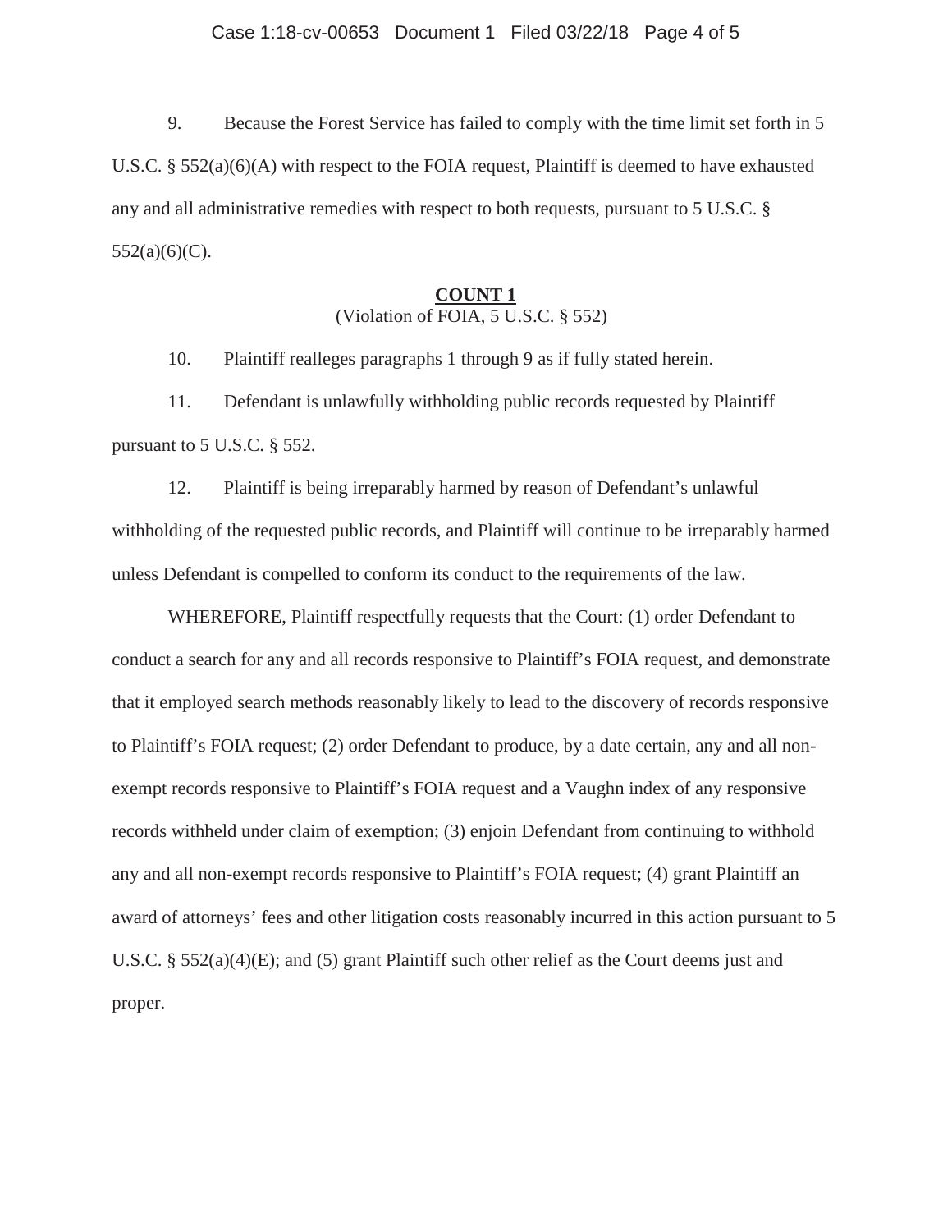9. Because the Forest Service has failed to comply with the time limit set forth in 5 U.S.C. § 552(a)(6)(A) with respect to the FOIA request, Plaintiff is deemed to have exhausted any and all administrative remedies with respect to both requests, pursuant to 5 U.S.C. § 552(a)(6)(C).

**COUNT 1**
(Violation of FOIA, 5 U.S.C. § 552)

10. Plaintiff realleges paragraphs 1 through 9 as if fully stated herein.

11. Defendant is unlawfully withholding public records requested by Plaintiff pursuant to 5 U.S.C. § 552.

12. Plaintiff is being irreparably harmed by reason of Defendant's unlawful withholding of the requested public records, and Plaintiff will continue to be irreparably harmed unless Defendant is compelled to conform its conduct to the requirements of the law.

WHEREFORE, Plaintiff respectfully requests that the Court: (1) order Defendant to conduct a search for any and all records responsive to Plaintiff's FOIA request, and demonstrate that it employed search methods reasonably likely to lead to the discovery of records responsive to Plaintiff's FOIA request; (2) order Defendant to produce, by a date certain, any and all non-exempt records responsive to Plaintiff's FOIA request and a Vaughn index of any responsive records withheld under claim of exemption; (3) enjoin Defendant from continuing to withhold any and all non-exempt records responsive to Plaintiff's FOIA request; (4) grant Plaintiff an award of attorneys' fees and other litigation costs reasonably incurred in this action pursuant to 5 U.S.C. § 552(a)(4)(E); and (5) grant Plaintiff such other relief as the Court deems just and proper.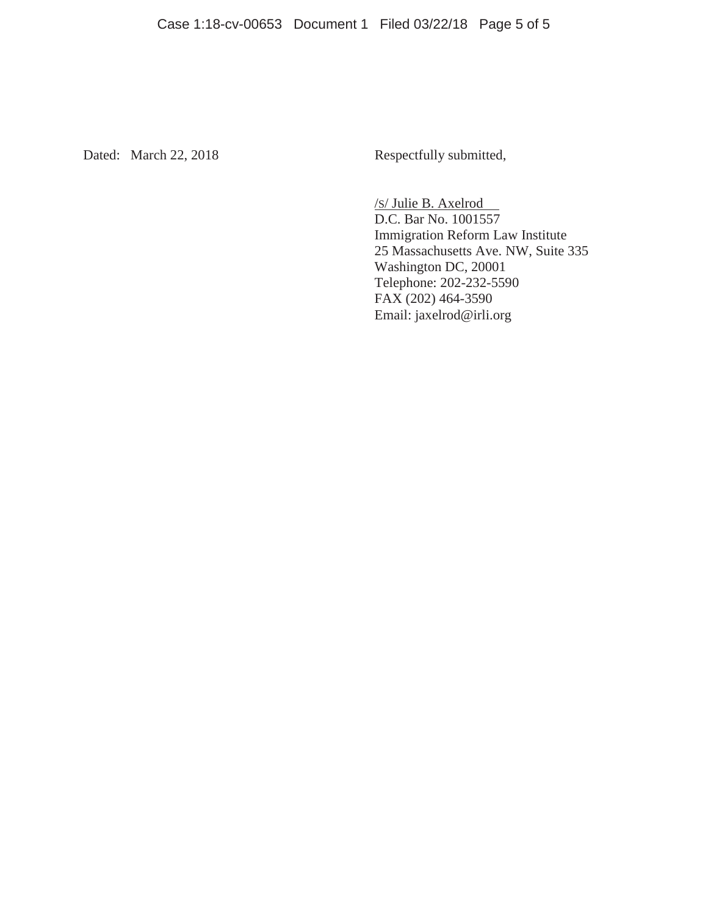Dated: March 22, 2018

Respectfully submitted,

/s/ Julie B. Axelrod
D.C. Bar No. 1001557
Immigration Reform Law Institute
25 Massachusetts Ave. NW, Suite 335
Washington DC, 20001
Telephone: 202-232-5590
FAX (202) 464-3590
Email: jaxelrod@irli.org